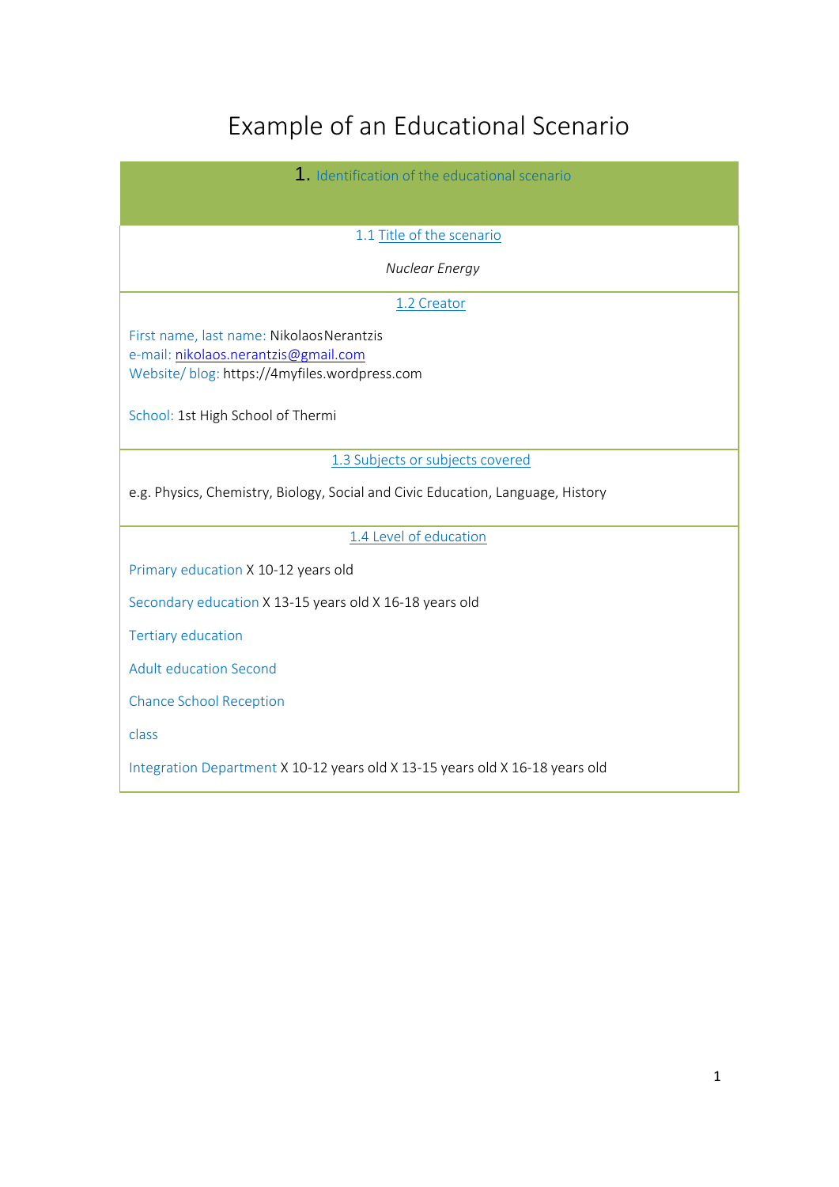# Example of an Educational Scenario

## 1. Identification of the educational scenario

### 1.1 Title of the scenario

*Nuclear Energy*

### 1.2 Creator

First name, last name: NikolaosNerantzis
e-mail: nikolaos.nerantzis@gmail.com
Website/ blog: https://4myfiles.wordpress.com

School: 1st High School of Thermi

### 1.3 Subjects or subjects covered

e.g. Physics, Chemistry, Biology, Social and Civic Education, Language, History

### 1.4 Level of education

Primary education X 10-12 years old

Secondary education X 13-15 years old X 16-18 years old

Tertiary education

Adult education Second

Chance School Reception

class

Integration Department X 10-12 years old X 13-15 years old X 16-18 years old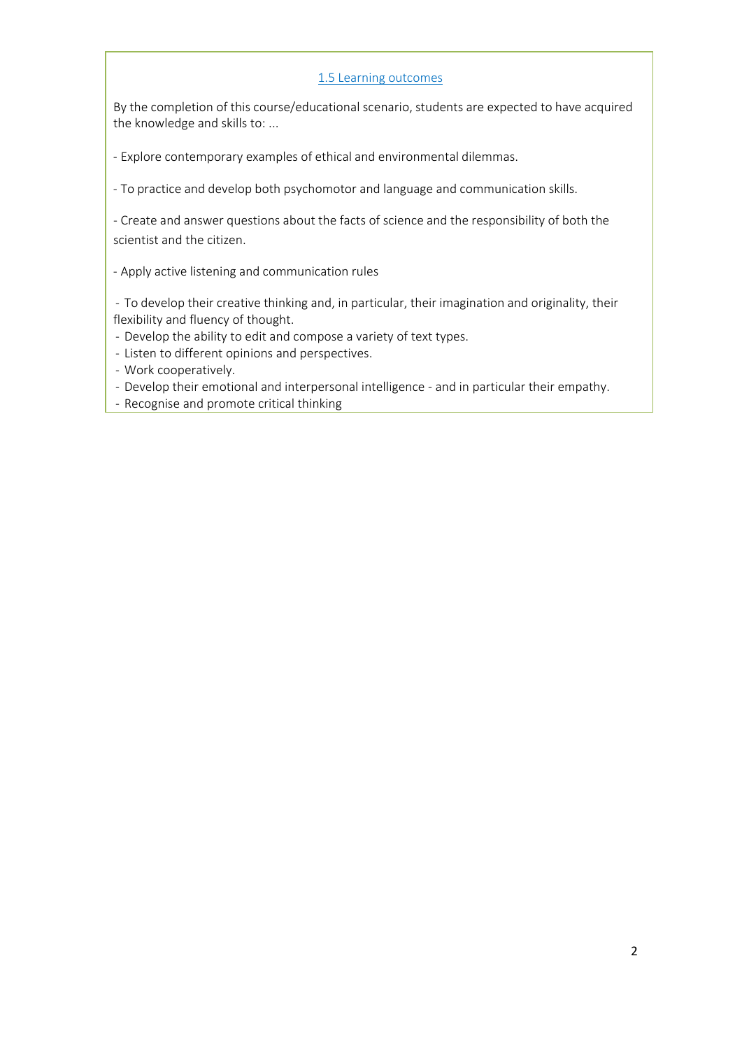## 1.5 Learning outcomes

By the completion of this course/educational scenario, students are expected to have acquired the knowledge and skills to: ...

- Explore contemporary examples of ethical and environmental dilemmas.

- To practice and develop both psychomotor and language and communication skills.

- Create and answer questions about the facts of science and the responsibility of both the scientist and the citizen.

- Apply active listening and communication rules

- To develop their creative thinking and, in particular, their imagination and originality, their flexibility and fluency of thought.
- Develop the ability to edit and compose a variety of text types.
- Listen to different opinions and perspectives.
- Work cooperatively.
- Develop their emotional and interpersonal intelligence - and in particular their empathy.
- Recognise and promote critical thinking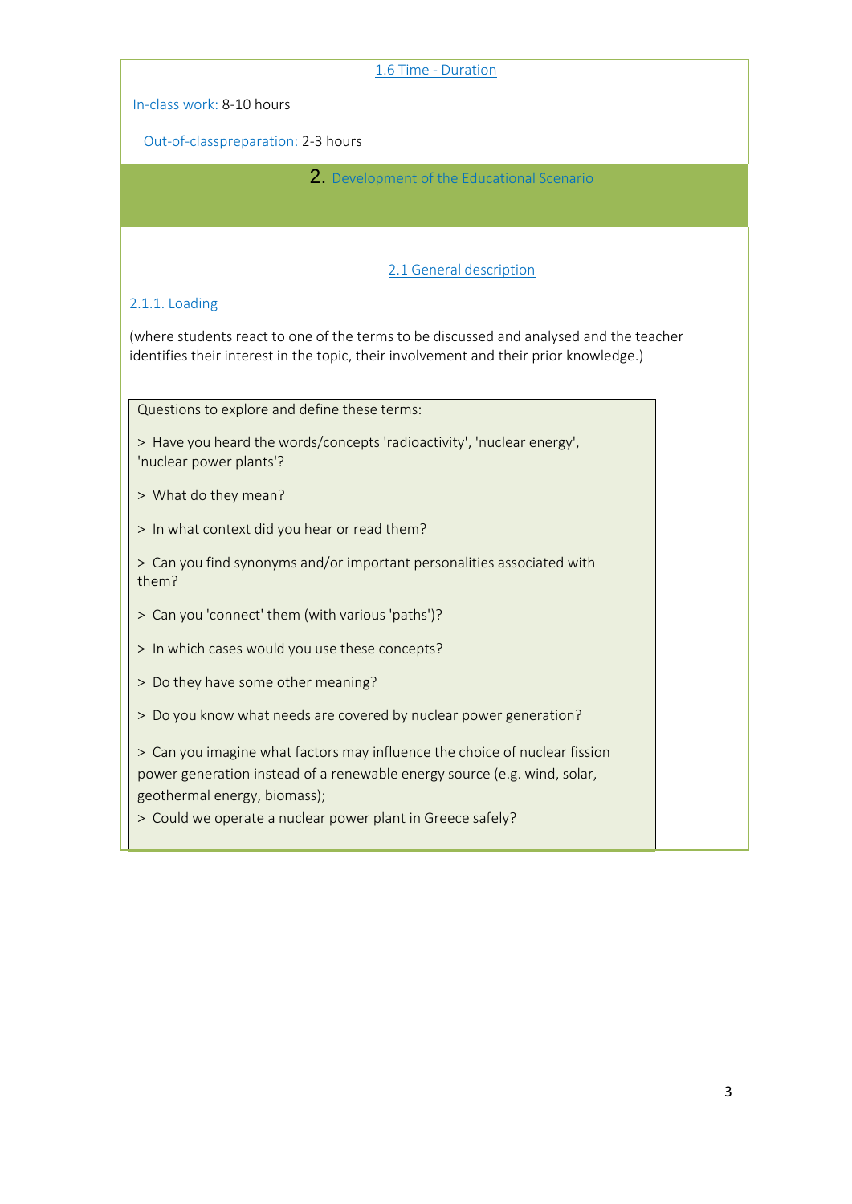### 1.6 Time - Duration

In-class work: 8-10 hours

Out-of-classpreparation: 2-3 hours

## 2. Development of the Educational Scenario

### 2.1 General description

#### 2.1.1. Loading

(where students react to one of the terms to be discussed and analysed and the teacher identifies their interest in the topic, their involvement and their prior knowledge.)

Questions to explore and define these terms:

> Have you heard the words/concepts 'radioactivity', 'nuclear energy', 'nuclear power plants'?

> What do they mean?

> In what context did you hear or read them?

> Can you find synonyms and/or important personalities associated with them?

> Can you 'connect' them (with various 'paths')?

> In which cases would you use these concepts?

> Do they have some other meaning?

> Do you know what needs are covered by nuclear power generation?

> Can you imagine what factors may influence the choice of nuclear fission power generation instead of a renewable energy source (e.g. wind, solar, geothermal energy, biomass);

> Could we operate a nuclear power plant in Greece safely?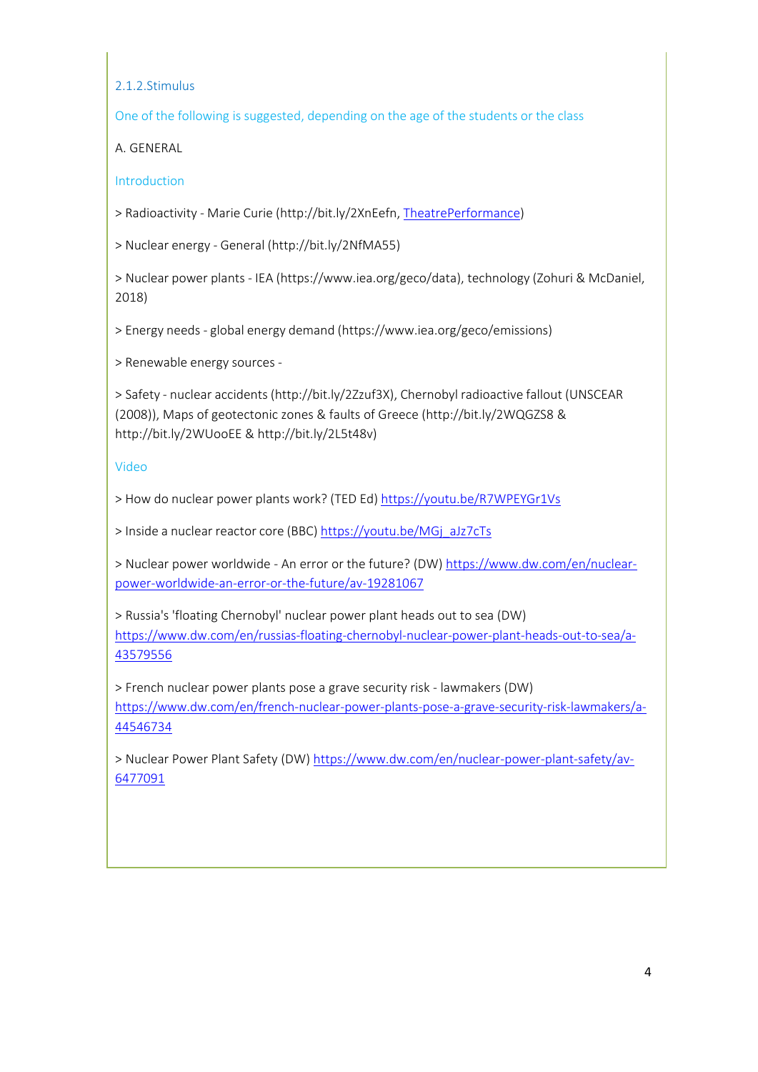### 2.1.2.Stimulus

One of the following is suggested, depending on the age of the students or the class

A. GENERAL

#### Introduction

> Radioactivity - Marie Curie (http://bit.ly/2XnEefn, TheatrePerformance)

> Nuclear energy - General (http://bit.ly/2NfMA55)

> Nuclear power plants - IEA (https://www.iea.org/geco/data), technology (Zohuri & McDaniel, 2018)

> Energy needs - global energy demand (https://www.iea.org/geco/emissions)

> Renewable energy sources -

> Safety - nuclear accidents (http://bit.ly/2Zzuf3X), Chernobyl radioactive fallout (UNSCEAR (2008)), Maps of geotectonic zones & faults of Greece (http://bit.ly/2WQGZS8 & http://bit.ly/2WUooEE & http://bit.ly/2L5t48v)

#### Video

> How do nuclear power plants work? (TED Ed) https://youtu.be/R7WPEYGr1Vs

> Inside a nuclear reactor core (BBC) https://youtu.be/MGj_aJz7cTs

> Nuclear power worldwide - An error or the future? (DW) https://www.dw.com/en/nuclear-power-worldwide-an-error-or-the-future/av-19281067

> Russia's 'floating Chernobyl' nuclear power plant heads out to sea (DW) https://www.dw.com/en/russias-floating-chernobyl-nuclear-power-plant-heads-out-to-sea/a-43579556

> French nuclear power plants pose a grave security risk - lawmakers (DW) https://www.dw.com/en/french-nuclear-power-plants-pose-a-grave-security-risk-lawmakers/a-44546734

> Nuclear Power Plant Safety (DW) https://www.dw.com/en/nuclear-power-plant-safety/av-6477091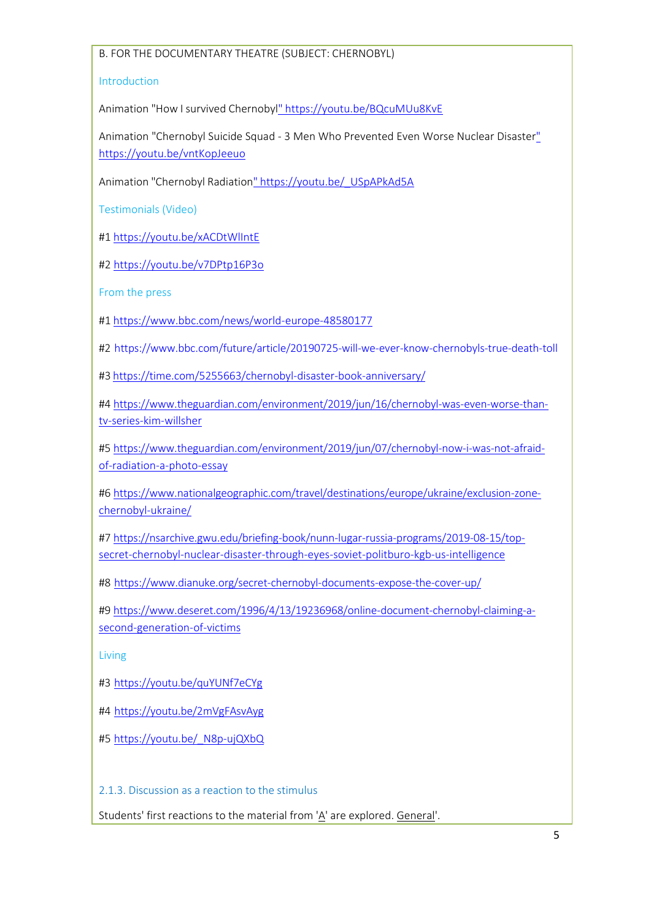B. FOR THE DOCUMENTARY THEATRE (SUBJECT: CHERNOBYL)

### Introduction

Animation "How I survived Chernobyl" https://youtu.be/BQcuMUu8KvE

Animation "Chernobyl Suicide Squad - 3 Men Who Prevented Even Worse Nuclear Disaster" https://youtu.be/vntKopJeeuo

Animation "Chernobyl Radiation" https://youtu.be/_USpAPkAd5A

### Testimonials (Video)

#1 https://youtu.be/xACDtWlIntE

#2 https://youtu.be/v7DPtp16P3o

### From the press

#1 https://www.bbc.com/news/world-europe-48580177

#2 https://www.bbc.com/future/article/20190725-will-we-ever-know-chernobyls-true-death-toll

#3 https://time.com/5255663/chernobyl-disaster-book-anniversary/

#4 https://www.theguardian.com/environment/2019/jun/16/chernobyl-was-even-worse-than-tv-series-kim-willsher

#5 https://www.theguardian.com/environment/2019/jun/07/chernobyl-now-i-was-not-afraid-of-radiation-a-photo-essay

#6 https://www.nationalgeographic.com/travel/destinations/europe/ukraine/exclusion-zone-chernobyl-ukraine/

#7 https://nsarchive.gwu.edu/briefing-book/nunn-lugar-russia-programs/2019-08-15/top-secret-chernobyl-nuclear-disaster-through-eyes-soviet-politburo-kgb-us-intelligence

#8 https://www.dianuke.org/secret-chernobyl-documents-expose-the-cover-up/

#9 https://www.deseret.com/1996/4/13/19236968/online-document-chernobyl-claiming-a-second-generation-of-victims

### Living

#3 https://youtu.be/quYUNf7eCYg

#4 https://youtu.be/2mVgFAsvAyg

#5 https://youtu.be/_N8p-ujQXbQ

### 2.1.3. Discussion as a reaction to the stimulus

Students' first reactions to the material from 'A' are explored. General'.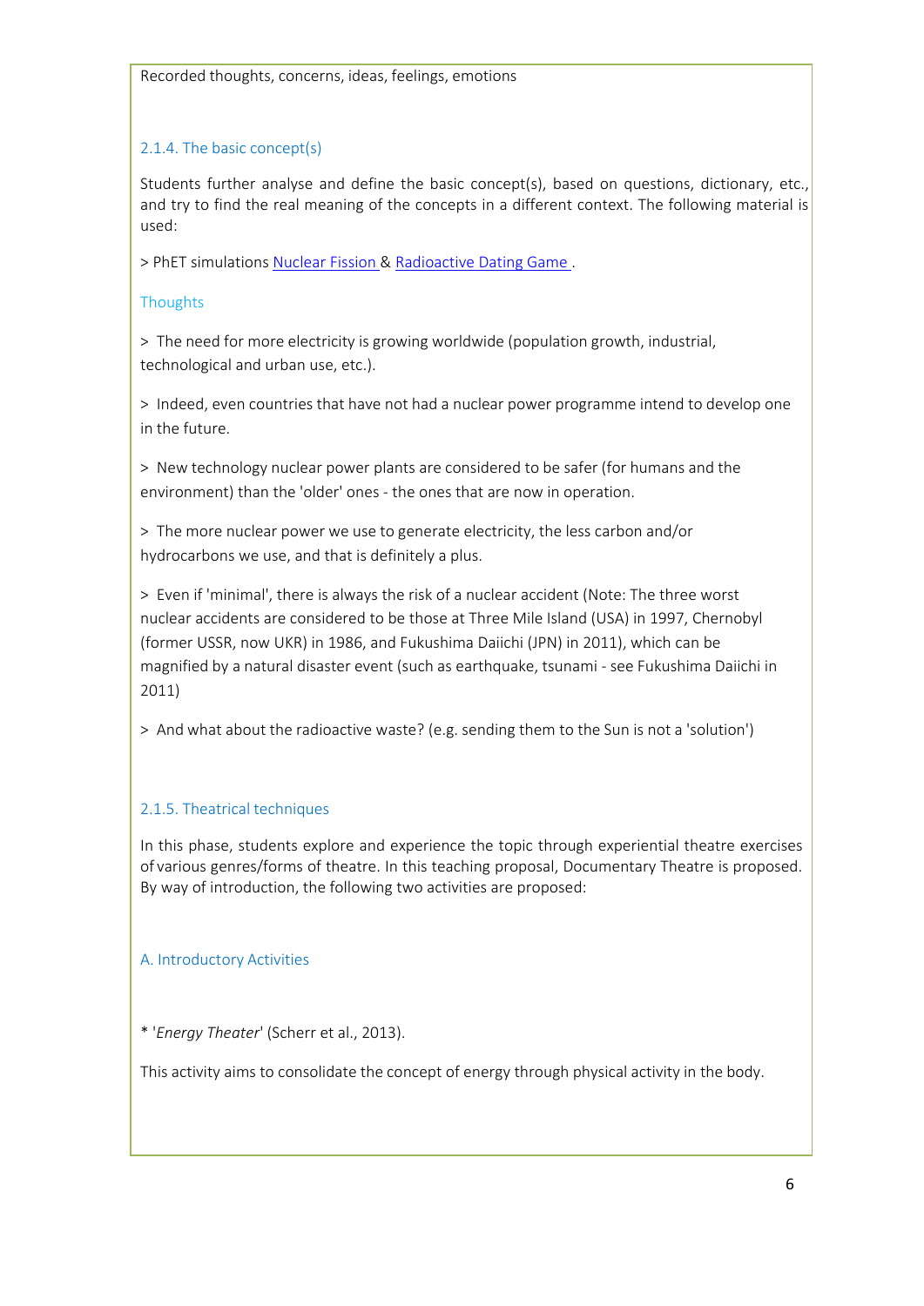Recorded thoughts, concerns, ideas, feelings, emotions

### 2.1.4. The basic concept(s)

Students further analyse and define the basic concept(s), based on questions, dictionary, etc., and try to find the real meaning of the concepts in a different context. The following material is used:

> PhET simulations Nuclear Fission & Radioactive Dating Game .

#### Thoughts

> The need for more electricity is growing worldwide (population growth, industrial, technological and urban use, etc.).

> Indeed, even countries that have not had a nuclear power programme intend to develop one in the future.

> New technology nuclear power plants are considered to be safer (for humans and the environment) than the 'older' ones - the ones that are now in operation.

> The more nuclear power we use to generate electricity, the less carbon and/or hydrocarbons we use, and that is definitely a plus.

> Even if 'minimal', there is always the risk of a nuclear accident (Note: The three worst nuclear accidents are considered to be those at Three Mile Island (USA) in 1997, Chernobyl (former USSR, now UKR) in 1986, and Fukushima Daiichi (JPN) in 2011), which can be magnified by a natural disaster event (such as earthquake, tsunami - see Fukushima Daiichi in 2011)

> And what about the radioactive waste? (e.g. sending them to the Sun is not a 'solution')

### 2.1.5. Theatrical techniques

In this phase, students explore and experience the topic through experiential theatre exercises of various genres/forms of theatre. In this teaching proposal, Documentary Theatre is proposed. By way of introduction, the following two activities are proposed:

#### A. Introductory Activities

* '*Energy Theater*' (Scherr et al., 2013).

This activity aims to consolidate the concept of energy through physical activity in the body.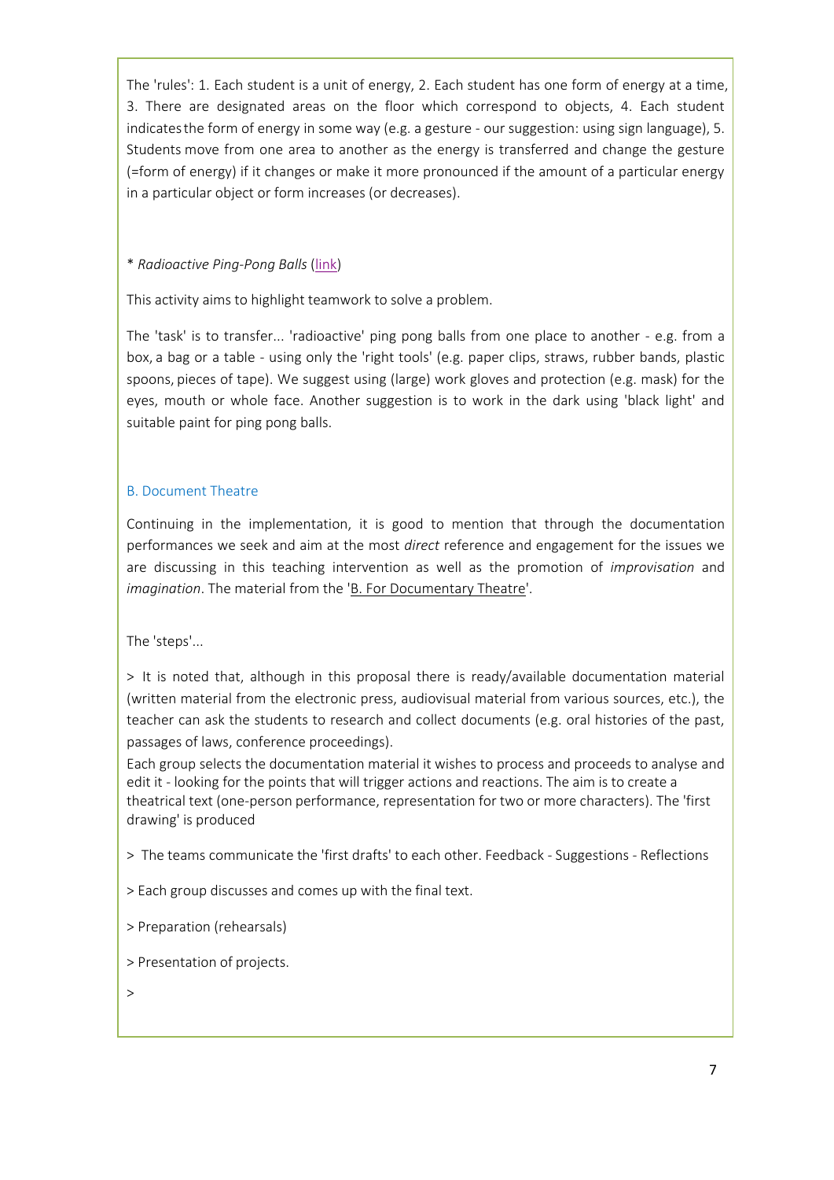The 'rules': 1. Each student is a unit of energy, 2. Each student has one form of energy at a time, 3. There are designated areas on the floor which correspond to objects, 4. Each student indicates the form of energy in some way (e.g. a gesture - our suggestion: using sign language), 5. Students move from one area to another as the energy is transferred and change the gesture (=form of energy) if it changes or make it more pronounced if the amount of a particular energy in a particular object or form increases (or decreases).

\* *Radioactive Ping-Pong Balls* (link)

This activity aims to highlight teamwork to solve a problem.

The 'task' is to transfer... 'radioactive' ping pong balls from one place to another - e.g. from a box, a bag or a table - using only the 'right tools' (e.g. paper clips, straws, rubber bands, plastic spoons, pieces of tape). We suggest using (large) work gloves and protection (e.g. mask) for the eyes, mouth or whole face. Another suggestion is to work in the dark using 'black light' and suitable paint for ping pong balls.

### B. Document Theatre

Continuing in the implementation, it is good to mention that through the documentation performances we seek and aim at the most *direct* reference and engagement for the issues we are discussing in this teaching intervention as well as the promotion of *improvisation* and *imagination*. The material from the 'B. For Documentary Theatre'.

The 'steps'...

> It is noted that, although in this proposal there is ready/available documentation material (written material from the electronic press, audiovisual material from various sources, etc.), the teacher can ask the students to research and collect documents (e.g. oral histories of the past, passages of laws, conference proceedings).
Each group selects the documentation material it wishes to process and proceeds to analyse and edit it - looking for the points that will trigger actions and reactions. The aim is to create a theatrical text (one-person performance, representation for two or more characters). The 'first drawing' is produced

> The teams communicate the 'first drafts' to each other. Feedback - Suggestions - Reflections

> Each group discusses and comes up with the final text.

> Preparation (rehearsals)

> Presentation of projects.

>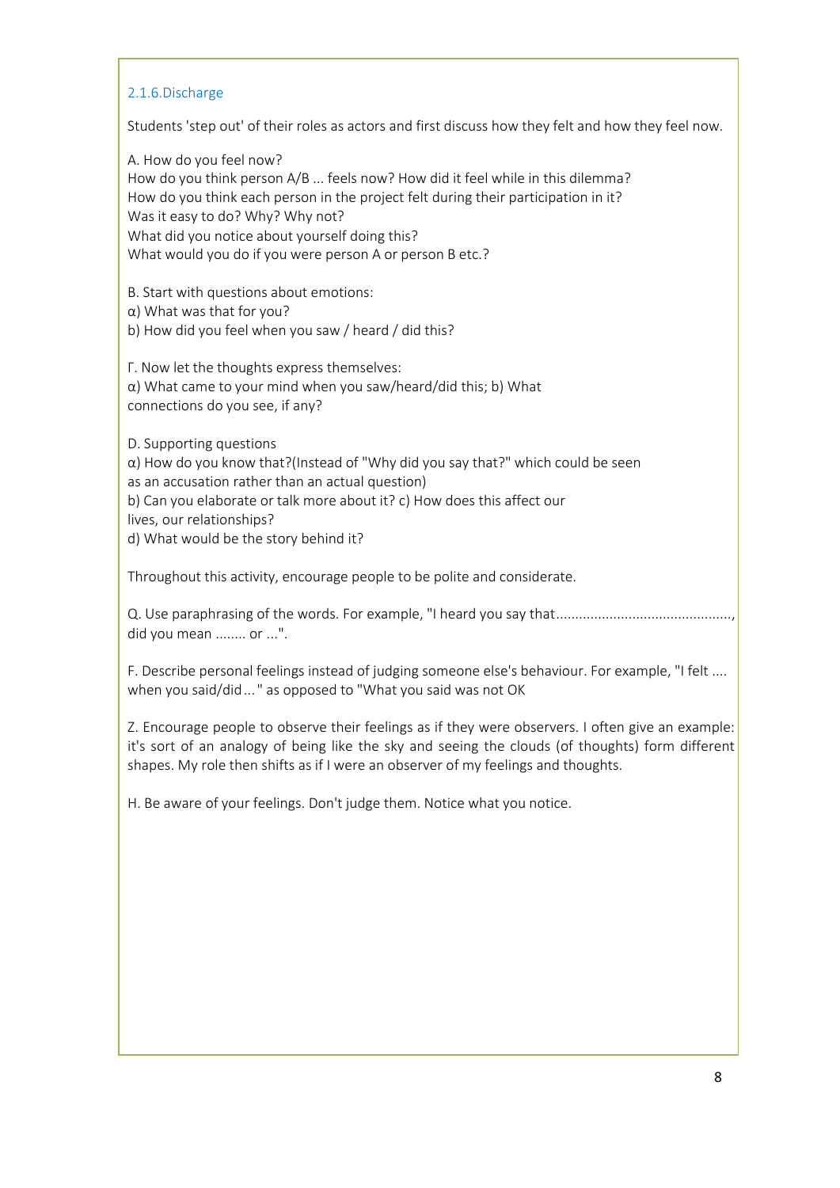### 2.1.6.Discharge

Students 'step out' of their roles as actors and first discuss how they felt and how they feel now.

A. How do you feel now?
How do you think person A/B ... feels now? How did it feel while in this dilemma?
How do you think each person in the project felt during their participation in it?
Was it easy to do? Why? Why not?
What did you notice about yourself doing this?
What would you do if you were person A or person B etc.?

B. Start with questions about emotions:
α) What was that for you?
b) How did you feel when you saw / heard / did this?

Γ. Now let the thoughts express themselves:
α) What came to your mind when you saw/heard/did this; b) What connections do you see, if any?

D. Supporting questions
α) How do you know that?(Instead of "Why did you say that?" which could be seen as an accusation rather than an actual question)
b) Can you elaborate or talk more about it? c) How does this affect our lives, our relationships?
d) What would be the story behind it?

Throughout this activity, encourage people to be polite and considerate.

Q. Use paraphrasing of the words. For example, "I heard you say that.............................................., did you mean ........ or ...".

F. Describe personal feelings instead of judging someone else's behaviour. For example, "I felt .... when you said/did ... " as opposed to "What you said was not OK

Z. Encourage people to observe their feelings as if they were observers. I often give an example: it's sort of an analogy of being like the sky and seeing the clouds (of thoughts) form different shapes. My role then shifts as if I were an observer of my feelings and thoughts.

H. Be aware of your feelings. Don't judge them. Notice what you notice.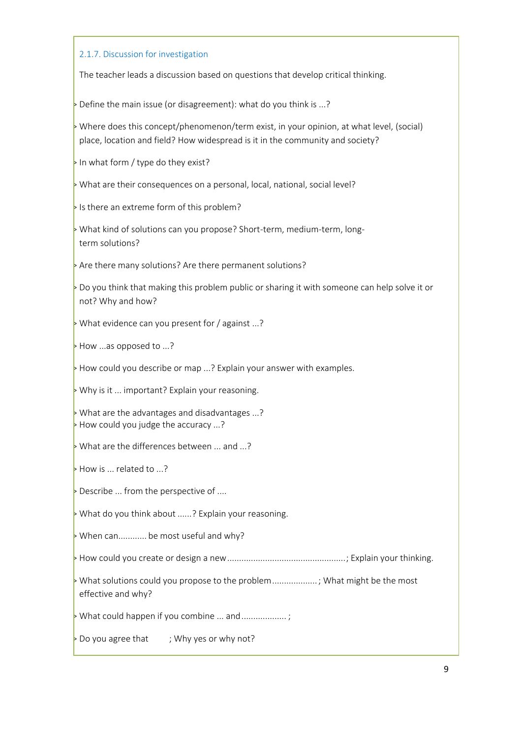### 2.1.7. Discussion for investigation

The teacher leads a discussion based on questions that develop critical thinking.

- Define the main issue (or disagreement): what do you think is ...?
- Where does this concept/phenomenon/term exist, in your opinion, at what level, (social) place, location and field? How widespread is it in the community and society?
- In what form / type do they exist?
- What are their consequences on a personal, local, national, social level?
- Is there an extreme form of this problem?
- What kind of solutions can you propose? Short-term, medium-term, long-term solutions?
- Are there many solutions? Are there permanent solutions?
- Do you think that making this problem public or sharing it with someone can help solve it or not? Why and how?
- What evidence can you present for / against ...?
- How ...as opposed to ...?
- How could you describe or map ...? Explain your answer with examples.
- Why is it ... important? Explain your reasoning.
- What are the advantages and disadvantages ...?
- How could you judge the accuracy ...?
- What are the differences between ... and ...?
- How is ... related to ...?
- Describe ... from the perspective of ....
- What do you think about ......? Explain your reasoning.
- When can........... be most useful and why?
- How could you create or design a new.................................................; Explain your thinking.
- What solutions could you propose to the problem..................; What might be the most effective and why?
- What could happen if you combine ... and..................;
- Do you agree that ; Why yes or why not?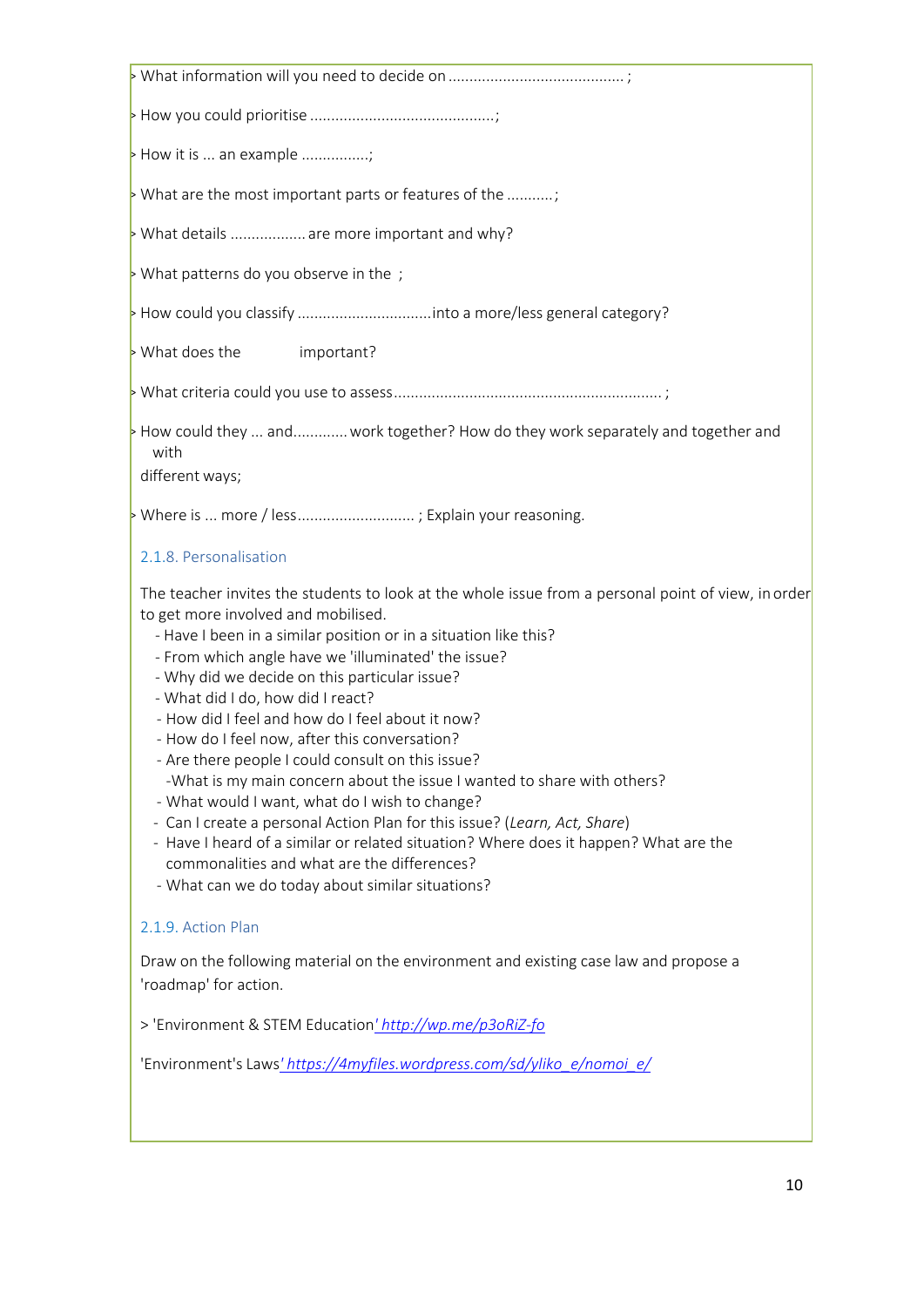> What information will you need to decide on ......................................... ;

> How you could prioritise ...........................................;

> How it is ... an example ................;

> What are the most important parts or features of the ...........;

> What details .................. are more important and why?

> What patterns do you observe in the ;

> How could you classify ................................into a more/less general category?

> What does the important?

> What criteria could you use to assess............................................................... ;

> How could they ... and............ work together? How do they work separately and together and with different ways;

> Where is ... more / less........................... ; Explain your reasoning.

### 2.1.8. Personalisation

The teacher invites the students to look at the whole issue from a personal point of view, in order to get more involved and mobilised.

- Have I been in a similar position or in a situation like this?
- From which angle have we 'illuminated' the issue?
- Why did we decide on this particular issue?
- What did I do, how did I react?
- How did I feel and how do I feel about it now?
- How do I feel now, after this conversation?
- Are there people I could consult on this issue?
- What is my main concern about the issue I wanted to share with others?
- What would I want, what do I wish to change?
- Can I create a personal Action Plan for this issue? (*Learn, Act, Share*)
- Have I heard of a similar or related situation? Where does it happen? What are the commonalities and what are the differences?
- What can we do today about similar situations?

### 2.1.9. Action Plan

Draw on the following material on the environment and existing case law and propose a 'roadmap' for action.

> 'Environment & STEM Education' http://wp.me/p3oRiZ-fo

'Environment's Laws' https://4myfiles.wordpress.com/sd/yliko_e/nomoi_e/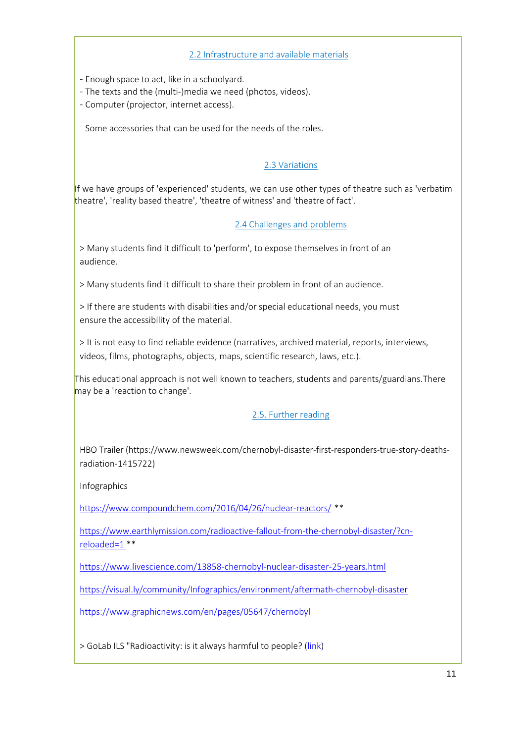### 2.2 Infrastructure and available materials

- Enough space to act, like in a schoolyard.
- The texts and the (multi-)media we need (photos, videos).
- Computer (projector, internet access).

Some accessories that can be used for the needs of the roles.

### 2.3 Variations

If we have groups of 'experienced' students, we can use other types of theatre such as 'verbatim theatre', 'reality based theatre', 'theatre of witness' and 'theatre of fact'.

### 2.4 Challenges and problems

> Many students find it difficult to 'perform', to expose themselves in front of an audience.

> Many students find it difficult to share their problem in front of an audience.

> If there are students with disabilities and/or special educational needs, you must ensure the accessibility of the material.

> It is not easy to find reliable evidence (narratives, archived material, reports, interviews, videos, films, photographs, objects, maps, scientific research, laws, etc.).

This educational approach is not well known to teachers, students and parents/guardians.There may be a 'reaction to change'.

### 2.5. Further reading

HBO Trailer (https://www.newsweek.com/chernobyl-disaster-first-responders-true-story-deaths-radiation-1415722)

Infographics

https://www.compoundchem.com/2016/04/26/nuclear-reactors/ **

https://www.earthlymission.com/radioactive-fallout-from-the-chernobyl-disaster/?cn-reloaded=1 **

https://www.livescience.com/13858-chernobyl-nuclear-disaster-25-years.html

https://visual.ly/community/Infographics/environment/aftermath-chernobyl-disaster

https://www.graphicnews.com/en/pages/05647/chernobyl

> GoLab ILS "Radioactivity: is it always harmful to people? (link)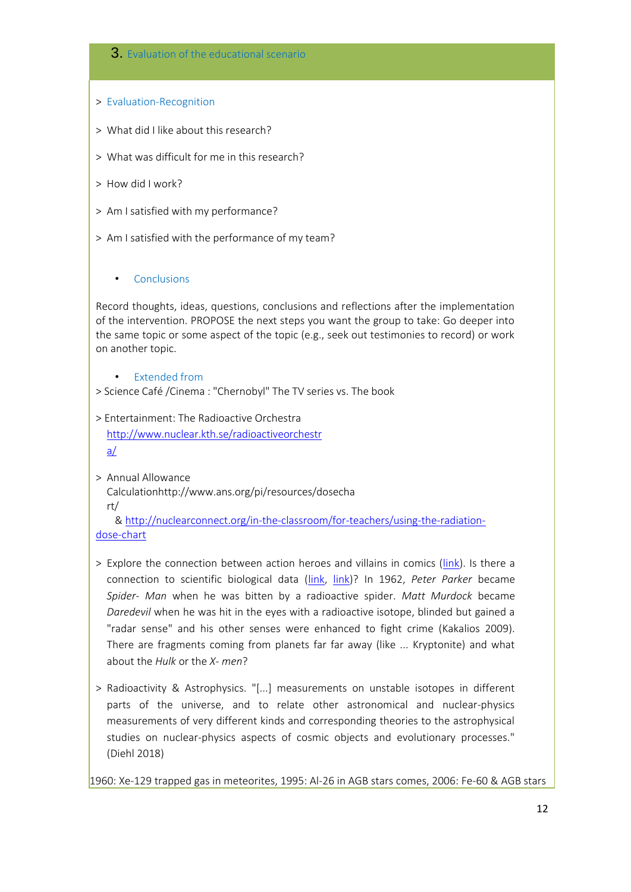## 3. Evaluation of the educational scenario

> Evaluation-Recognition

> What did I like about this research?

> What was difficult for me in this research?

> How did I work?

> Am I satisfied with my performance?

> Am I satisfied with the performance of my team?

- Conclusions

Record thoughts, ideas, questions, conclusions and reflections after the implementation of the intervention. PROPOSE the next steps you want the group to take: Go deeper into the same topic or some aspect of the topic (e.g., seek out testimonies to record) or work on another topic.

- Extended from

> Science Café /Cinema : "Chernobyl" The TV series vs. The book

> Entertainment: The Radioactive Orchestra
http://www.nuclear.kth.se/radioactiveorchestra/

> Annual Allowance Calculationhttp://www.ans.org/pi/resources/dosechart/
& http://nuclearconnect.org/in-the-classroom/for-teachers/using-the-radiation-dose-chart

> Explore the connection between action heroes and villains in comics (link). Is there a connection to scientific biological data (link, link)? In 1962, *Peter Parker* became *Spider- Man* when he was bitten by a radioactive spider. *Matt Murdock* became *Daredevil* when he was hit in the eyes with a radioactive isotope, blinded but gained a "radar sense" and his other senses were enhanced to fight crime (Kakalios 2009). There are fragments coming from planets far far away (like ... Kryptonite) and what about the *Hulk* or the *X- men*?

> Radioactivity & Astrophysics. "[...] measurements on unstable isotopes in different parts of the universe, and to relate other astronomical and nuclear-physics measurements of very different kinds and corresponding theories to the astrophysical studies on nuclear-physics aspects of cosmic objects and evolutionary processes." (Diehl 2018)

1960: Xe-129 trapped gas in meteorites, 1995: Al-26 in AGB stars comes, 2006: Fe-60 & AGB stars